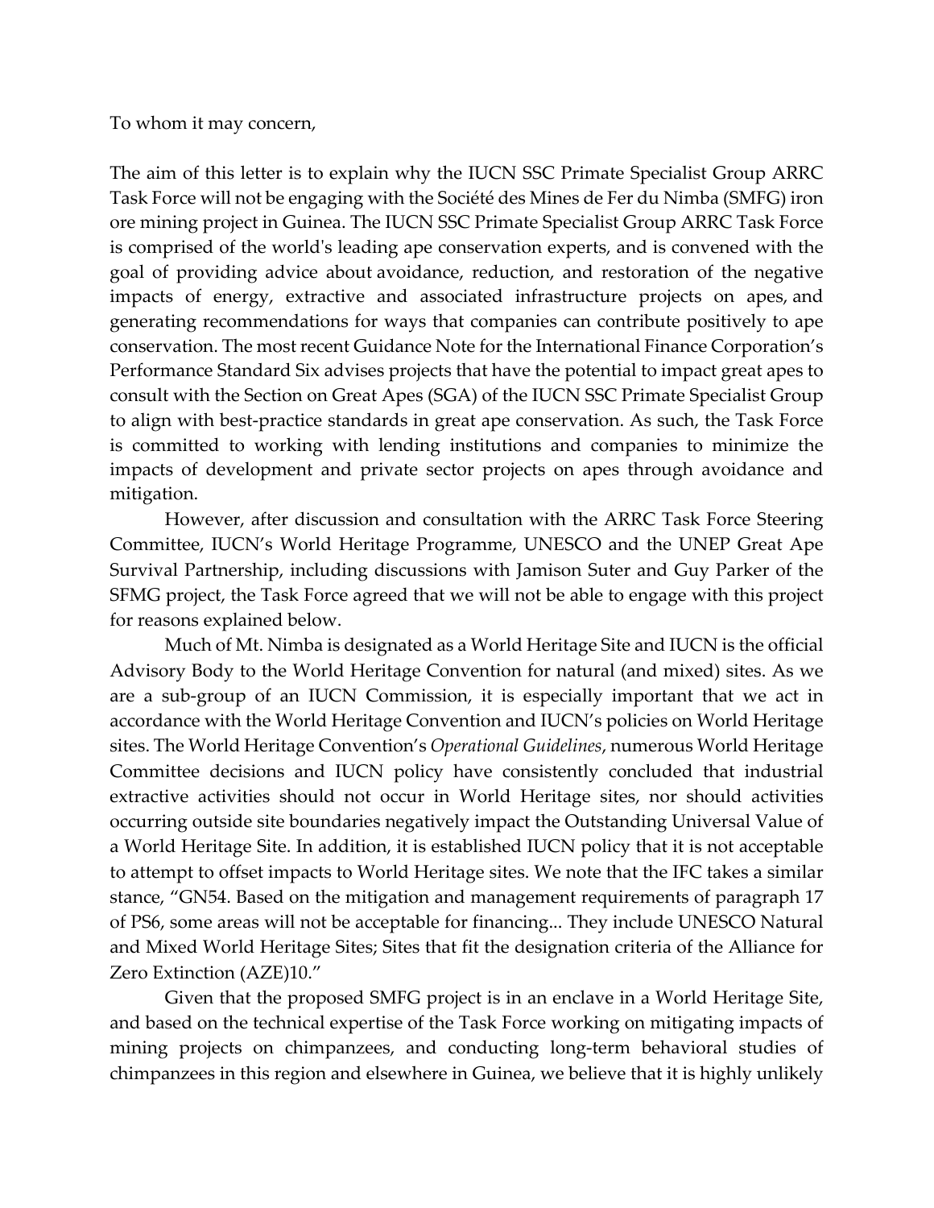To whom it may concern,

The aim of this letter is to explain why the IUCN SSC Primate Specialist Group ARRC Task Force will not be engaging with the Société des Mines de Fer du Nimba (SMFG) iron ore mining project in Guinea. The IUCN SSC Primate Specialist Group ARRC Task Force is comprised of the world's leading ape conservation experts, and is convened with the goal of providing advice about avoidance, reduction, and restoration of the negative impacts of energy, extractive and associated infrastructure projects on apes, and generating recommendations for ways that companies can contribute positively to ape conservation. The most recent Guidance Note for the International Finance Corporation's Performance Standard Six advises projects that have the potential to impact great apes to consult with the Section on Great Apes (SGA) of the IUCN SSC Primate Specialist Group to align with best-practice standards in great ape conservation. As such, the Task Force is committed to working with lending institutions and companies to minimize the impacts of development and private sector projects on apes through avoidance and mitigation.

However, after discussion and consultation with the ARRC Task Force Steering Committee, IUCN's World Heritage Programme, UNESCO and the UNEP Great Ape Survival Partnership, including discussions with Jamison Suter and Guy Parker of the SFMG project, the Task Force agreed that we will not be able to engage with this project for reasons explained below.

Much of Mt. Nimba is designated as a World Heritage Site and IUCN is the official Advisory Body to the World Heritage Convention for natural (and mixed) sites. As we are a sub-group of an IUCN Commission, it is especially important that we act in accordance with the World Heritage Convention and IUCN's policies on World Heritage sites. The World Heritage Convention's *Operational Guidelines*, numerous World Heritage Committee decisions and IUCN policy have consistently concluded that industrial extractive activities should not occur in World Heritage sites, nor should activities occurring outside site boundaries negatively impact the Outstanding Universal Value of a World Heritage Site. In addition, it is established IUCN policy that it is not acceptable to attempt to offset impacts to World Heritage sites. We note that the IFC takes a similar stance, "GN54. Based on the mitigation and management requirements of paragraph 17 of PS6, some areas will not be acceptable for financing... They include UNESCO Natural and Mixed World Heritage Sites; Sites that fit the designation criteria of the Alliance for Zero Extinction (AZE)10."

Given that the proposed SMFG project is in an enclave in a World Heritage Site, and based on the technical expertise of the Task Force working on mitigating impacts of mining projects on chimpanzees, and conducting long-term behavioral studies of chimpanzees in this region and elsewhere in Guinea, we believe that it is highly unlikely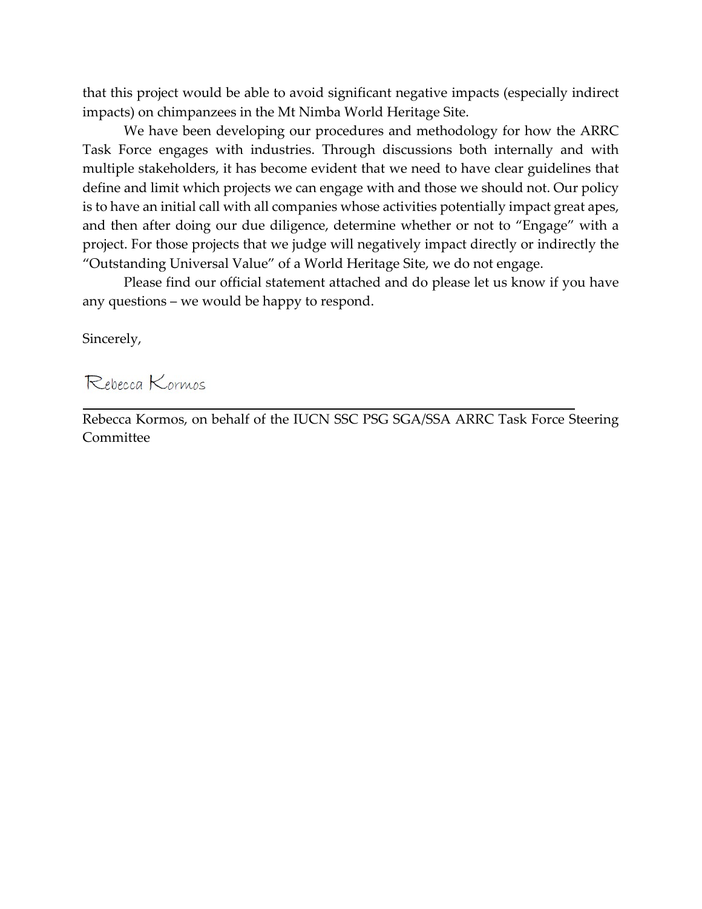that this project would be able to avoid significant negative impacts (especially indirect impacts) on chimpanzees in the Mt Nimba World Heritage Site.

We have been developing our procedures and methodology for how the ARRC Task Force engages with industries. Through discussions both internally and with multiple stakeholders, it has become evident that we need to have clear guidelines that define and limit which projects we can engage with and those we should not. Our policy is to have an initial call with all companies whose activities potentially impact great apes, and then after doing our due diligence, determine whether or not to "Engage" with a project. For those projects that we judge will negatively impact directly or indirectly the "Outstanding Universal Value" of a World Heritage Site, we do not engage.

Please find our official statement attached and do please let us know if you have any questions – we would be happy to respond.

Sincerely,

Rebecca Kormos

Rebecca Kormos, on behalf of the IUCN SSC PSG SGA/SSA ARRC Task Force Steering Committee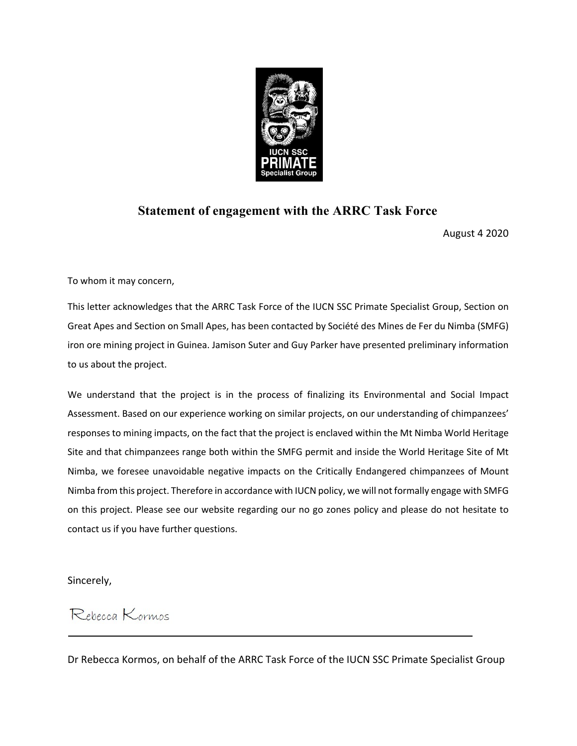## Statement of engagement with the ARRC Task Force

August 4 2020

To whom it may concern,

This letter acknowledges that the ARRC Task Force of the IUCN SSC Primate Specialist Group, Section on Great Apes and Section on Small Apes, has been contacted by Société des Mines de Fer du Nimba (SMFG) iron ore mining project in Guinea. Jamison Suter and Guy Parker have presented preliminary information to us about the project.

We understand that the project is in the process of finalizing its Environmental and Social Impact Assessment. Based on our experience working on similar projects, on our understanding of chimpanzees' responses to mining impacts, on the fact that the project is enclaved within the Mt Nimba World Heritage Site and that chimpanzees range both within the SMFG permit and inside the World Heritage Site of Mt Nimba, we foresee unavoidable negative impacts on the Critically Endangered chimpanzees of Mount Nimba from this project. Therefore in accordance with IUCN policy, we will not formally engage with SMFG on this project. Please see our website regarding our no go zones policy and please do not hesitate to contact us if you have further questions.

Sincerely,

Rebecca Kormos

Dr Rebecca Kormos, on behalf of the ARRC Task Force of the IUCN SSC Primate Specialist Group